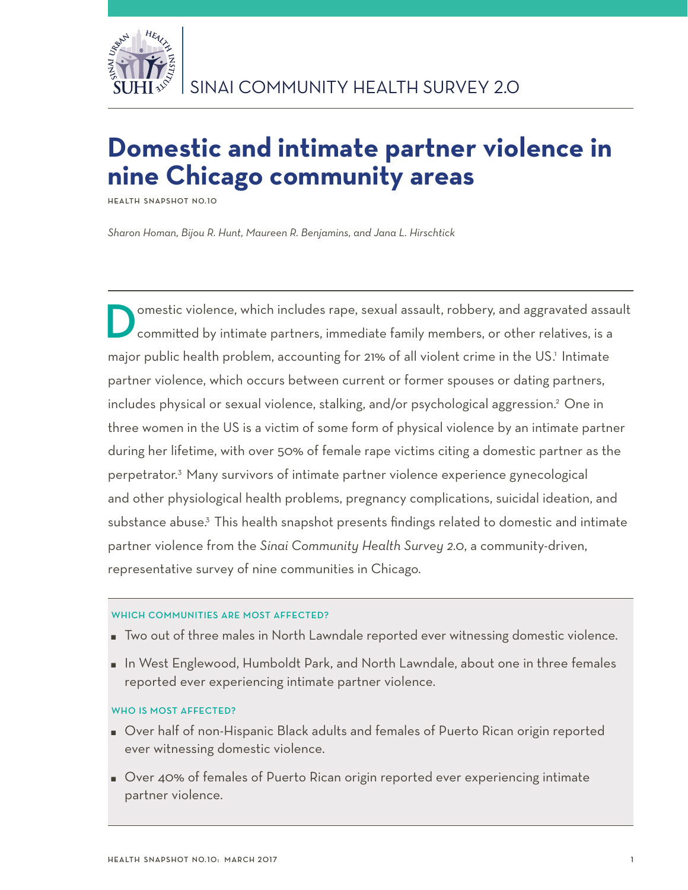SINAI COMMUNITY HEALTH SURVEY 2.0

# Domestic and intimate partner violence in nine Chicago community areas

HEALTH SNAPSHOT NO.10

*Sharon Homan, Bijou R. Hunt, Maureen R. Benjamins, and Jana L. Hirschtick*

Domestic violence, which includes rape, sexual assault, robbery, and aggravated assault committed by intimate partners, immediate family members, or other relatives, is a major public health problem, accounting for 21% of all violent crime in the US.[1] Intimate partner violence, which occurs between current or former spouses or dating partners, includes physical or sexual violence, stalking, and/or psychological aggression.[2] One in three women in the US is a victim of some form of physical violence by an intimate partner during her lifetime, with over 50% of female rape victims citing a domestic partner as the perpetrator.[3] Many survivors of intimate partner violence experience gynecological and other physiological health problems, pregnancy complications, suicidal ideation, and substance abuse.[3] This health snapshot presents findings related to domestic and intimate partner violence from the *Sinai Community Health Survey 2.0*, a community-driven, representative survey of nine communities in Chicago.

### WHICH COMMUNITIES ARE MOST AFFECTED?

- Two out of three males in North Lawndale reported ever witnessing domestic violence.
- In West Englewood, Humboldt Park, and North Lawndale, about one in three females reported ever experiencing intimate partner violence.

### WHO IS MOST AFFECTED?

- Over half of non-Hispanic Black adults and females of Puerto Rican origin reported ever witnessing domestic violence.
- Over 40% of females of Puerto Rican origin reported ever experiencing intimate partner violence.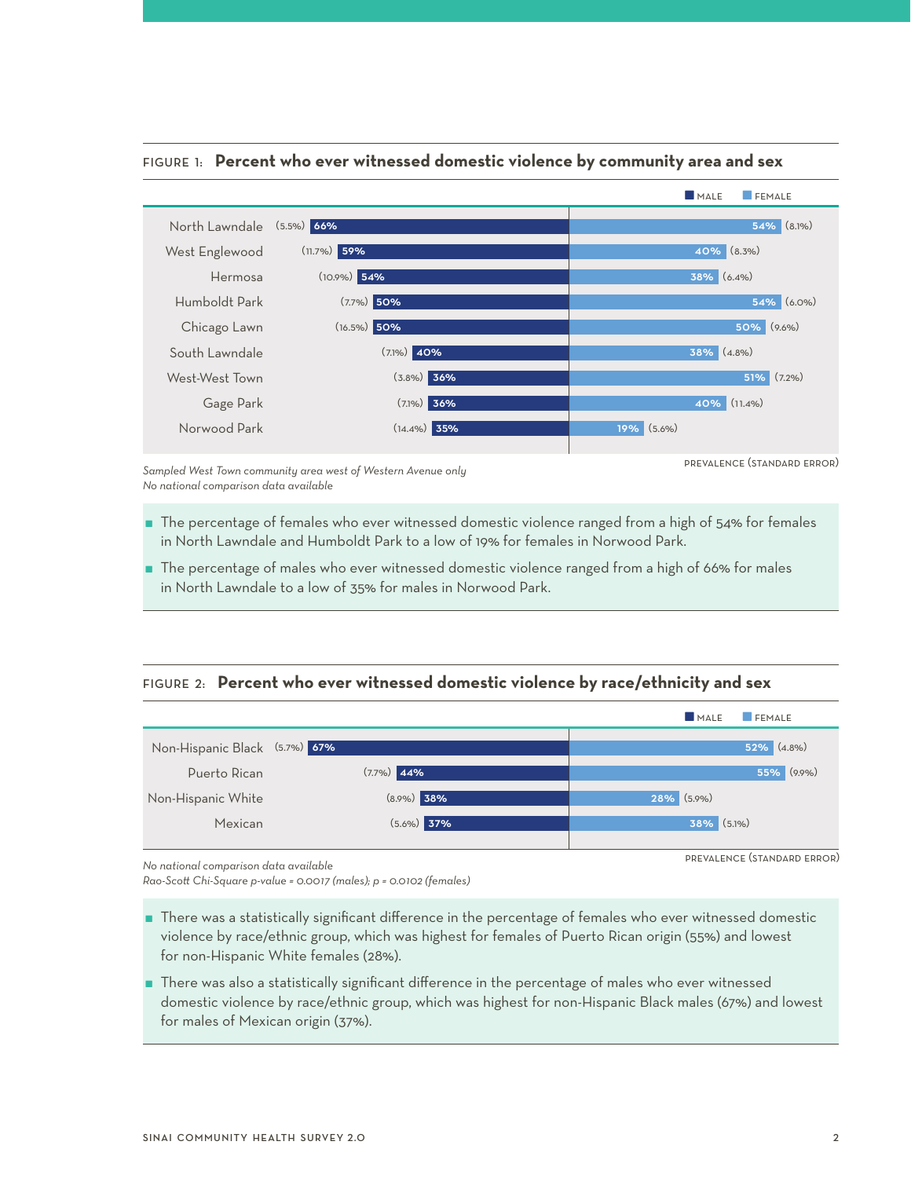FIGURE 1: **Percent who ever witnessed domestic violence by community area and sex**

| Community Area | Male | Female |
|---|---|---|
| North Lawndale | 66% (5.5%) | 54% (8.1%) |
| West Englewood | 59% (11.7%) | 40% (8.3%) |
| Hermosa | 54% (10.9%) | 38% (6.4%) |
| Humboldt Park | 50% (7.7%) | 54% (6.0%) |
| Chicago Lawn | 50% (16.5%) | 50% (9.6%) |
| South Lawndale | 40% (7.1%) | 38% (4.8%) |
| West-West Town | 36% (3.8%) | 51% (7.2%) |
| Gage Park | 36% (7.1%) | 40% (11.4%) |
| Norwood Park | 35% (14.4%) | 19% (5.6%) |

PREVALENCE (STANDARD ERROR)

*Sampled West Town community area west of Western Avenue only*
*No national comparison data available*

- The percentage of females who ever witnessed domestic violence ranged from a high of 54% for females in North Lawndale and Humboldt Park to a low of 19% for females in Norwood Park.
- The percentage of males who ever witnessed domestic violence ranged from a high of 66% for males in North Lawndale to a low of 35% for males in Norwood Park.

FIGURE 2: **Percent who ever witnessed domestic violence by race/ethnicity and sex**

| Race/Ethnicity | Male | Female |
|---|---|---|
| Non-Hispanic Black | 67% (5.7%) | 52% (4.8%) |
| Puerto Rican | 44% (7.7%) | 55% (9.9%) |
| Non-Hispanic White | 38% (8.9%) | 28% (5.9%) |
| Mexican | 37% (5.6%) | 38% (5.1%) |

PREVALENCE (STANDARD ERROR)

*No national comparison data available*
*Rao-Scott Chi-Square p-value = 0.0017 (males); p = 0.0102 (females)*

- There was a statistically significant difference in the percentage of females who ever witnessed domestic violence by race/ethnic group, which was highest for females of Puerto Rican origin (55%) and lowest for non-Hispanic White females (28%).
- There was also a statistically significant difference in the percentage of males who ever witnessed domestic violence by race/ethnic group, which was highest for non-Hispanic Black males (67%) and lowest for males of Mexican origin (37%).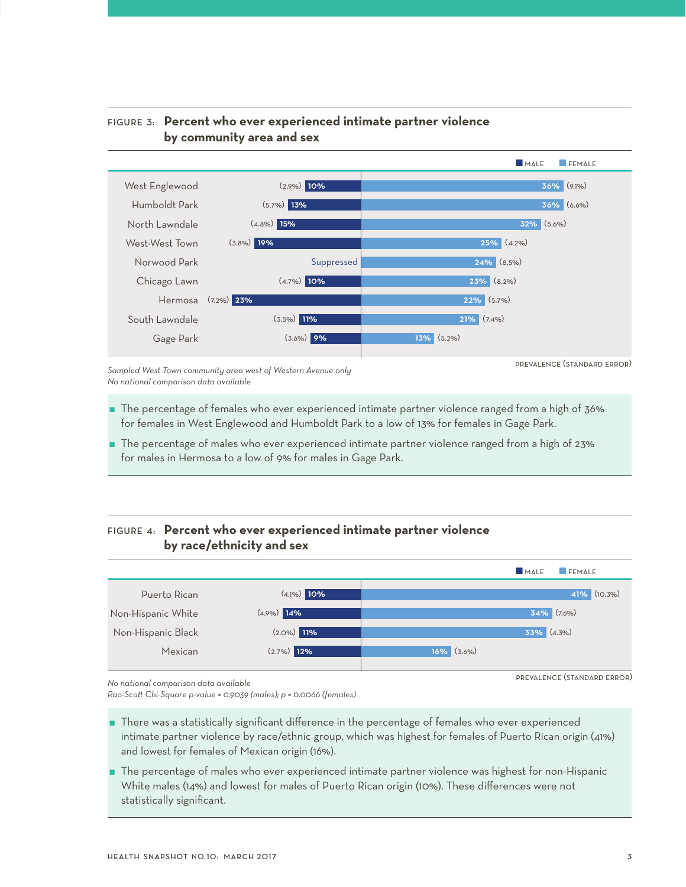FIGURE 3: **Percent who ever experienced intimate partner violence by community area and sex**

| Community area | Male | Female |
| --- | --- | --- |
| West Englewood | 10% (2.9%) | 36% (9.1%) |
| Humboldt Park | 13% (5.7%) | 36% (6.6%) |
| North Lawndale | 15% (4.8%) | 32% (5.6%) |
| West-West Town | 19% (3.8%) | 25% (4.2%) |
| Norwood Park | Suppressed | 24% (8.5%) |
| Chicago Lawn | 10% (4.7%) | 23% (8.2%) |
| Hermosa | 23% (7.2%) | 22% (5.7%) |
| South Lawndale | 11% (3.5%) | 21% (7.4%) |
| Gage Park | 9% (3.6%) | 13% (5.2%) |

PREVALENCE (STANDARD ERROR)

*Sampled West Town community area west of Western Avenue only*
*No national comparison data available*

- The percentage of females who ever experienced intimate partner violence ranged from a high of 36% for females in West Englewood and Humboldt Park to a low of 13% for females in Gage Park.
- The percentage of males who ever experienced intimate partner violence ranged from a high of 23% for males in Hermosa to a low of 9% for males in Gage Park.

FIGURE 4: **Percent who ever experienced intimate partner violence by race/ethnicity and sex**

| Race/ethnicity | Male | Female |
| --- | --- | --- |
| Puerto Rican | 10% (4.1%) | 41% (10.3%) |
| Non-Hispanic White | 14% (4.9%) | 34% (7.6%) |
| Non-Hispanic Black | 11% (2.0%) | 33% (4.3%) |
| Mexican | 12% (2.7%) | 16% (3.6%) |

PREVALENCE (STANDARD ERROR)

*No national comparison data available*
*Rao-Scott Chi-Square p-value = 0.9039 (males); p = 0.0066 (females)*

- There was a statistically significant difference in the percentage of females who ever experienced intimate partner violence by race/ethnic group, which was highest for females of Puerto Rican origin (41%) and lowest for females of Mexican origin (16%).
- The percentage of males who ever experienced intimate partner violence was highest for non-Hispanic White males (14%) and lowest for males of Puerto Rican origin (10%). These differences were not statistically significant.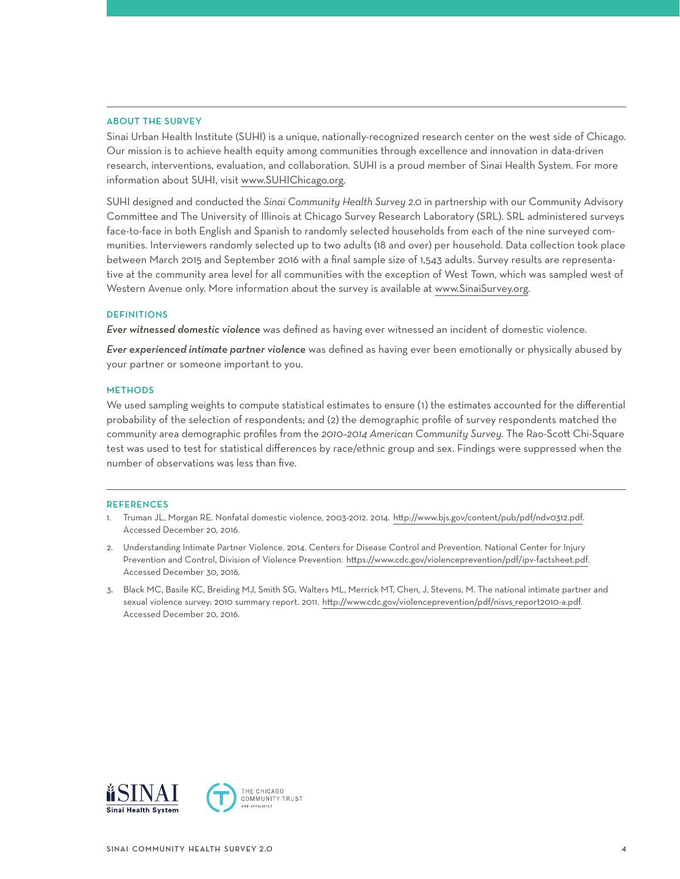## ABOUT THE SURVEY

Sinai Urban Health Institute (SUHI) is a unique, nationally-recognized research center on the west side of Chicago. Our mission is to achieve health equity among communities through excellence and innovation in data-driven research, interventions, evaluation, and collaboration. SUHI is a proud member of Sinai Health System. For more information about SUHI, visit www.SUHIChicago.org.

SUHI designed and conducted the *Sinai Community Health Survey 2.0* in partnership with our Community Advisory Committee and The University of Illinois at Chicago Survey Research Laboratory (SRL). SRL administered surveys face-to-face in both English and Spanish to randomly selected households from each of the nine surveyed communities. Interviewers randomly selected up to two adults (18 and over) per household. Data collection took place between March 2015 and September 2016 with a final sample size of 1,543 adults. Survey results are representative at the community area level for all communities with the exception of West Town, which was sampled west of Western Avenue only. More information about the survey is available at www.SinaiSurvey.org.

## DEFINITIONS

***Ever witnessed domestic violence*** was defined as having ever witnessed an incident of domestic violence.

***Ever experienced intimate partner violence*** was defined as having ever been emotionally or physically abused by your partner or someone important to you.

## METHODS

We used sampling weights to compute statistical estimates to ensure (1) the estimates accounted for the differential probability of the selection of respondents; and (2) the demographic profile of survey respondents matched the community area demographic profiles from the *2010–2014 American Community Survey*. The Rao-Scott Chi-Square test was used to test for statistical differences by race/ethnic group and sex. Findings were suppressed when the number of observations was less than five.

## REFERENCES

1. Truman JL, Morgan RE. Nonfatal domestic violence, 2003-2012. 2014. http://www.bjs.gov/content/pub/pdf/ndv0312.pdf. Accessed December 20, 2016.
2. Understanding Intimate Partner Violence. 2014. Centers for Disease Control and Prevention. National Center for Injury Prevention and Control, Division of Violence Prevention. https://www.cdc.gov/violenceprevention/pdf/ipv-factsheet.pdf. Accessed December 30, 2016.
3. Black MC, Basile KC, Breiding MJ, Smith SG, Walters ML, Merrick MT, Chen, J, Stevens, M. The national intimate partner and sexual violence survey: 2010 summary report. 2011. http://www.cdc.gov/violenceprevention/pdf/nisvs_report2010-a.pdf. Accessed December 20, 2016.

SINAI
Sinai Health System

THE CHICAGO COMMUNITY TRUST AND AFFILIATES